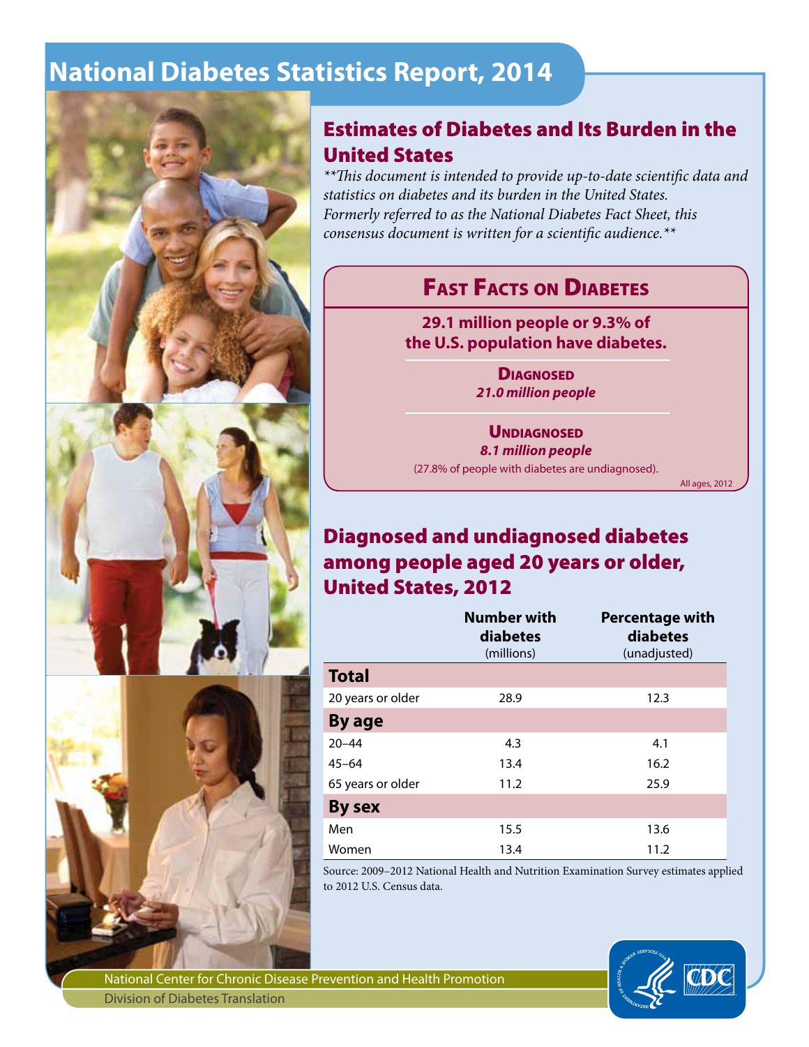# National Diabetes Statistics Report, 2014

## Estimates of Diabetes and Its Burden in the United States

*\*\*This document is intended to provide up-to-date scientific data and statistics on diabetes and its burden in the United States. Formerly referred to as the National Diabetes Fact Sheet, this consensus document is written for a scientific audience.\*\**

### Fast Facts on Diabetes

**29.1 million people or 9.3% of the U.S. population have diabetes.**

**Diagnosed**
***21.0 million people***

**Undiagnosed**
***8.1 million people***
(27.8% of people with diabetes are undiagnosed).

All ages, 2012

## Diagnosed and undiagnosed diabetes among people aged 20 years or older, United States, 2012

| | Number with diabetes (millions) | Percentage with diabetes (unadjusted) |
|---|---|---|
| **Total** | | |
| 20 years or older | 28.9 | 12.3 |
| **By age** | | |
| 20–44 | 4.3 | 4.1 |
| 45–64 | 13.4 | 16.2 |
| 65 years or older | 11.2 | 25.9 |
| **By sex** | | |
| Men | 15.5 | 13.6 |
| Women | 13.4 | 11.2 |

Source: 2009–2012 National Health and Nutrition Examination Survey estimates applied to 2012 U.S. Census data.

National Center for Chronic Disease Prevention and Health Promotion
Division of Diabetes Translation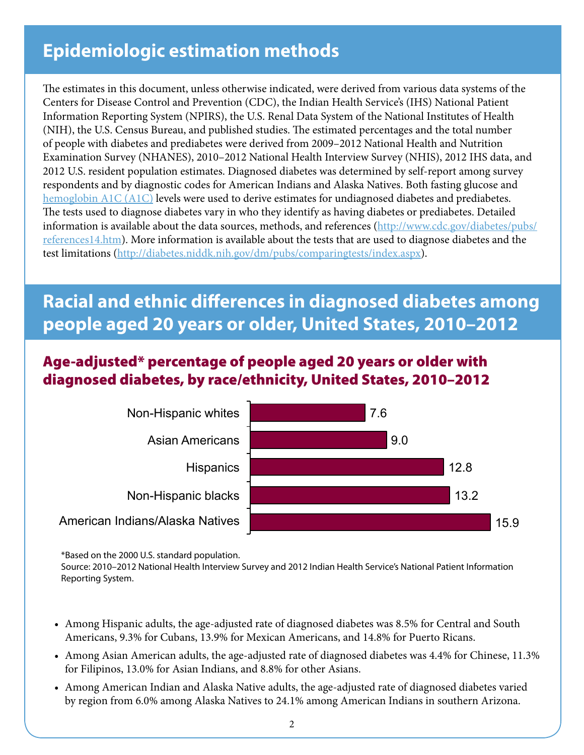## Epidemiologic estimation methods

The estimates in this document, unless otherwise indicated, were derived from various data systems of the Centers for Disease Control and Prevention (CDC), the Indian Health Service's (IHS) National Patient Information Reporting System (NPIRS), the U.S. Renal Data System of the National Institutes of Health (NIH), the U.S. Census Bureau, and published studies. The estimated percentages and the total number of people with diabetes and prediabetes were derived from 2009–2012 National Health and Nutrition Examination Survey (NHANES), 2010–2012 National Health Interview Survey (NHIS), 2012 IHS data, and 2012 U.S. resident population estimates. Diagnosed diabetes was determined by self-report among survey respondents and by diagnostic codes for American Indians and Alaska Natives. Both fasting glucose and hemoglobin A1C (A1C) levels were used to derive estimates for undiagnosed diabetes and prediabetes. The tests used to diagnose diabetes vary in who they identify as having diabetes or prediabetes. Detailed information is available about the data sources, methods, and references (http://www.cdc.gov/diabetes/pubs/references14.htm). More information is available about the tests that are used to diagnose diabetes and the test limitations (http://diabetes.niddk.nih.gov/dm/pubs/comparingtests/index.aspx).

## Racial and ethnic differences in diagnosed diabetes among people aged 20 years or older, United States, 2010–2012

### Age-adjusted* percentage of people aged 20 years or older with diagnosed diabetes, by race/ethnicity, United States, 2010–2012

| Race/ethnicity | Percentage |
|---|---|
| Non-Hispanic whites | 7.6 |
| Asian Americans | 9.0 |
| Hispanics | 12.8 |
| Non-Hispanic blacks | 13.2 |
| American Indians/Alaska Natives | 15.9 |

*Based on the 2000 U.S. standard population.
Source: 2010–2012 National Health Interview Survey and 2012 Indian Health Service's National Patient Information Reporting System.

- Among Hispanic adults, the age-adjusted rate of diagnosed diabetes was 8.5% for Central and South Americans, 9.3% for Cubans, 13.9% for Mexican Americans, and 14.8% for Puerto Ricans.
- Among Asian American adults, the age-adjusted rate of diagnosed diabetes was 4.4% for Chinese, 11.3% for Filipinos, 13.0% for Asian Indians, and 8.8% for other Asians.
- Among American Indian and Alaska Native adults, the age-adjusted rate of diagnosed diabetes varied by region from 6.0% among Alaska Natives to 24.1% among American Indians in southern Arizona.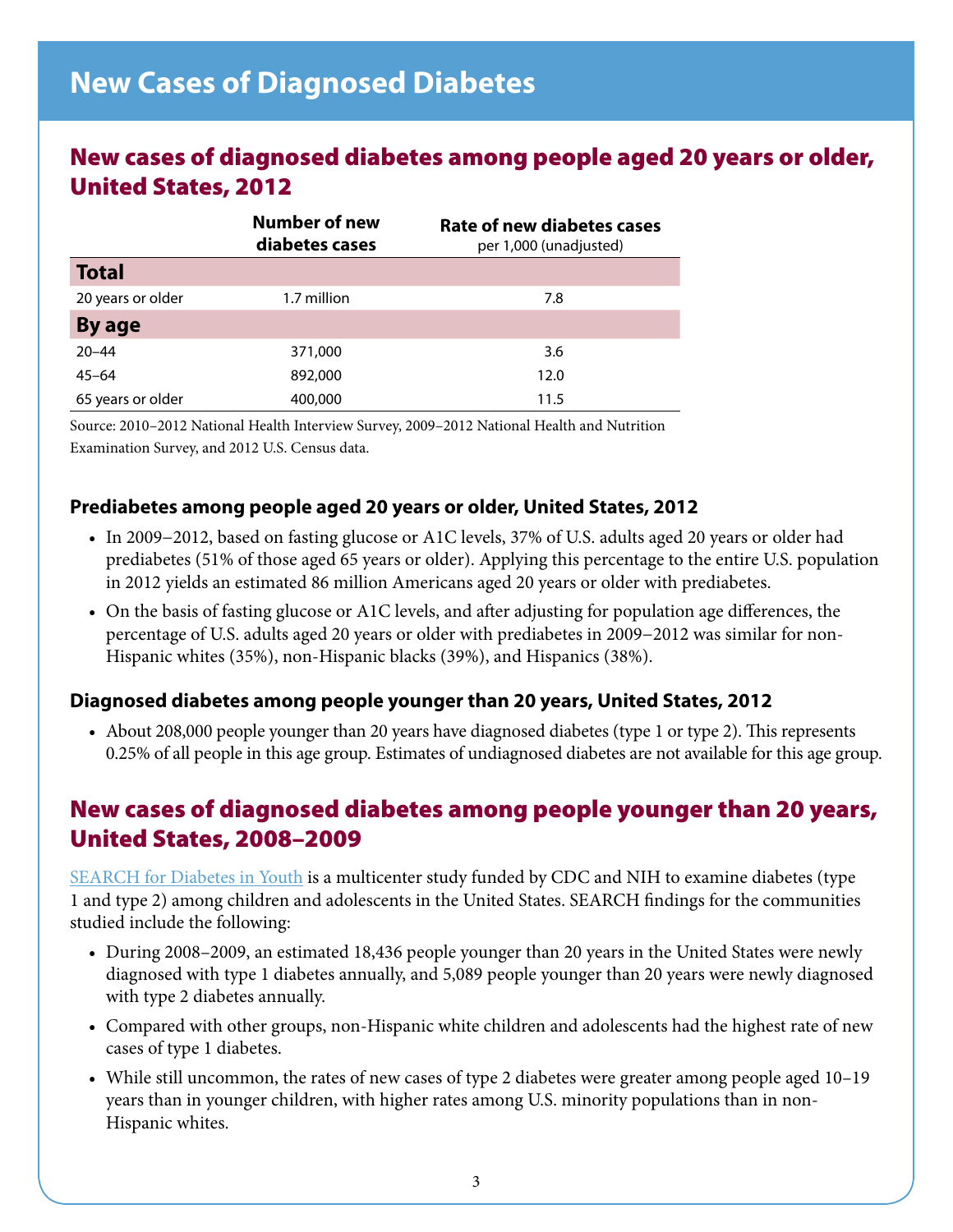# New Cases of Diagnosed Diabetes

## New cases of diagnosed diabetes among people aged 20 years or older, United States, 2012

| | Number of new diabetes cases | Rate of new diabetes cases per 1,000 (unadjusted) |
|---|---|---|
| **Total** | | |
| 20 years or older | 1.7 million | 7.8 |
| **By age** | | |
| 20–44 | 371,000 | 3.6 |
| 45–64 | 892,000 | 12.0 |
| 65 years or older | 400,000 | 11.5 |

Source: 2010–2012 National Health Interview Survey, 2009–2012 National Health and Nutrition Examination Survey, and 2012 U.S. Census data.

### Prediabetes among people aged 20 years or older, United States, 2012

- In 2009–2012, based on fasting glucose or A1C levels, 37% of U.S. adults aged 20 years or older had prediabetes (51% of those aged 65 years or older). Applying this percentage to the entire U.S. population in 2012 yields an estimated 86 million Americans aged 20 years or older with prediabetes.
- On the basis of fasting glucose or A1C levels, and after adjusting for population age differences, the percentage of U.S. adults aged 20 years or older with prediabetes in 2009–2012 was similar for non-Hispanic whites (35%), non-Hispanic blacks (39%), and Hispanics (38%).

### Diagnosed diabetes among people younger than 20 years, United States, 2012

- About 208,000 people younger than 20 years have diagnosed diabetes (type 1 or type 2). This represents 0.25% of all people in this age group. Estimates of undiagnosed diabetes are not available for this age group.

## New cases of diagnosed diabetes among people younger than 20 years, United States, 2008–2009

SEARCH for Diabetes in Youth is a multicenter study funded by CDC and NIH to examine diabetes (type 1 and type 2) among children and adolescents in the United States. SEARCH findings for the communities studied include the following:

- During 2008–2009, an estimated 18,436 people younger than 20 years in the United States were newly diagnosed with type 1 diabetes annually, and 5,089 people younger than 20 years were newly diagnosed with type 2 diabetes annually.
- Compared with other groups, non-Hispanic white children and adolescents had the highest rate of new cases of type 1 diabetes.
- While still uncommon, the rates of new cases of type 2 diabetes were greater among people aged 10–19 years than in younger children, with higher rates among U.S. minority populations than in non-Hispanic whites.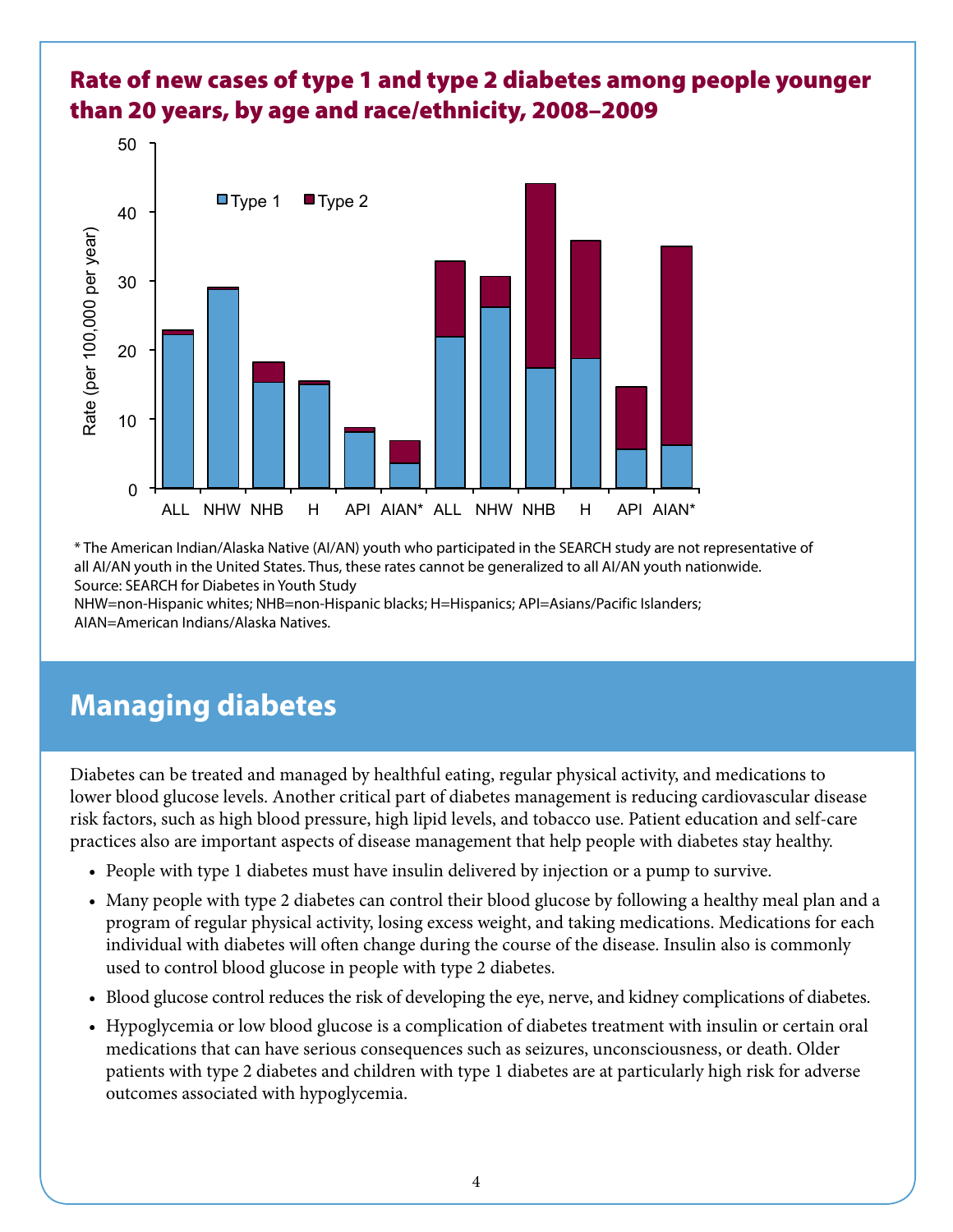## Rate of new cases of type 1 and type 2 diabetes among people younger than 20 years, by age and race/ethnicity, 2008–2009

\* The American Indian/Alaska Native (AI/AN) youth who participated in the SEARCH study are not representative of all AI/AN youth in the United States. Thus, these rates cannot be generalized to all AI/AN youth nationwide.
Source: SEARCH for Diabetes in Youth Study
NHW=non-Hispanic whites; NHB=non-Hispanic blacks; H=Hispanics; API=Asians/Pacific Islanders; AIAN=American Indians/Alaska Natives.

# Managing diabetes

Diabetes can be treated and managed by healthful eating, regular physical activity, and medications to lower blood glucose levels. Another critical part of diabetes management is reducing cardiovascular disease risk factors, such as high blood pressure, high lipid levels, and tobacco use. Patient education and self-care practices also are important aspects of disease management that help people with diabetes stay healthy.

- People with type 1 diabetes must have insulin delivered by injection or a pump to survive.
- Many people with type 2 diabetes can control their blood glucose by following a healthy meal plan and a program of regular physical activity, losing excess weight, and taking medications. Medications for each individual with diabetes will often change during the course of the disease. Insulin also is commonly used to control blood glucose in people with type 2 diabetes.
- Blood glucose control reduces the risk of developing the eye, nerve, and kidney complications of diabetes.
- Hypoglycemia or low blood glucose is a complication of diabetes treatment with insulin or certain oral medications that can have serious consequences such as seizures, unconsciousness, or death. Older patients with type 2 diabetes and children with type 1 diabetes are at particularly high risk for adverse outcomes associated with hypoglycemia.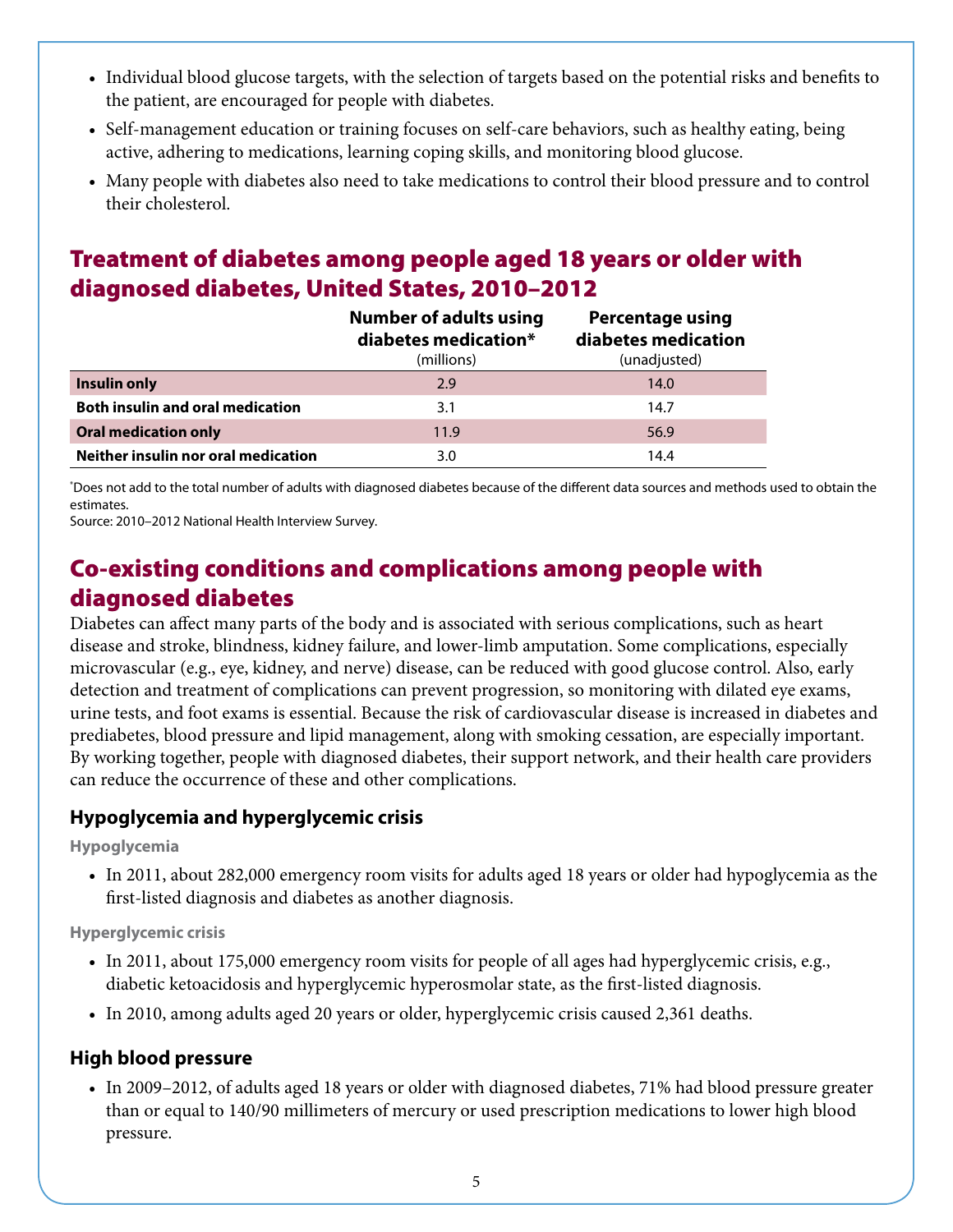- Individual blood glucose targets, with the selection of targets based on the potential risks and benefits to the patient, are encouraged for people with diabetes.
- Self-management education or training focuses on self-care behaviors, such as healthy eating, being active, adhering to medications, learning coping skills, and monitoring blood glucose.
- Many people with diabetes also need to take medications to control their blood pressure and to control their cholesterol.

## Treatment of diabetes among people aged 18 years or older with diagnosed diabetes, United States, 2010–2012

| | Number of adults using diabetes medication* (millions) | Percentage using diabetes medication (unadjusted) |
|---|---|---|
| **Insulin only** | 2.9 | 14.0 |
| **Both insulin and oral medication** | 3.1 | 14.7 |
| **Oral medication only** | 11.9 | 56.9 |
| **Neither insulin nor oral medication** | 3.0 | 14.4 |

*Does not add to the total number of adults with diagnosed diabetes because of the different data sources and methods used to obtain the estimates.
Source: 2010–2012 National Health Interview Survey.

## Co-existing conditions and complications among people with diagnosed diabetes

Diabetes can affect many parts of the body and is associated with serious complications, such as heart disease and stroke, blindness, kidney failure, and lower-limb amputation. Some complications, especially microvascular (e.g., eye, kidney, and nerve) disease, can be reduced with good glucose control. Also, early detection and treatment of complications can prevent progression, so monitoring with dilated eye exams, urine tests, and foot exams is essential. Because the risk of cardiovascular disease is increased in diabetes and prediabetes, blood pressure and lipid management, along with smoking cessation, are especially important. By working together, people with diagnosed diabetes, their support network, and their health care providers can reduce the occurrence of these and other complications.

### Hypoglycemia and hyperglycemic crisis

#### Hypoglycemia

- In 2011, about 282,000 emergency room visits for adults aged 18 years or older had hypoglycemia as the first-listed diagnosis and diabetes as another diagnosis.

#### Hyperglycemic crisis

- In 2011, about 175,000 emergency room visits for people of all ages had hyperglycemic crisis, e.g., diabetic ketoacidosis and hyperglycemic hyperosmolar state, as the first-listed diagnosis.
- In 2010, among adults aged 20 years or older, hyperglycemic crisis caused 2,361 deaths.

### High blood pressure

- In 2009–2012, of adults aged 18 years or older with diagnosed diabetes, 71% had blood pressure greater than or equal to 140/90 millimeters of mercury or used prescription medications to lower high blood pressure.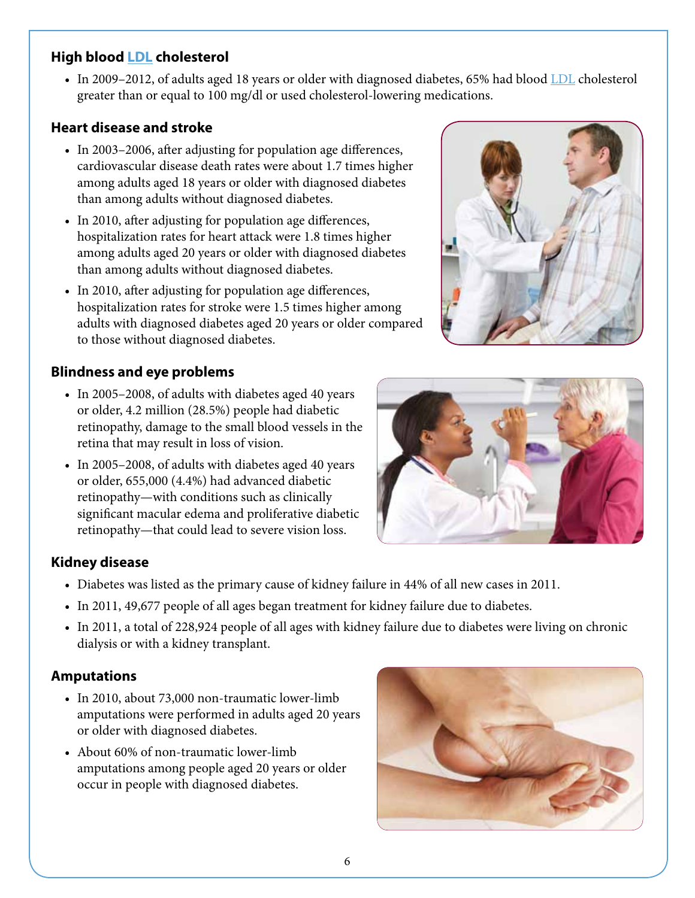## High blood LDL cholesterol

- In 2009–2012, of adults aged 18 years or older with diagnosed diabetes, 65% had blood LDL cholesterol greater than or equal to 100 mg/dl or used cholesterol-lowering medications.

## Heart disease and stroke

- In 2003–2006, after adjusting for population age differences, cardiovascular disease death rates were about 1.7 times higher among adults aged 18 years or older with diagnosed diabetes than among adults without diagnosed diabetes.
- In 2010, after adjusting for population age differences, hospitalization rates for heart attack were 1.8 times higher among adults aged 20 years or older with diagnosed diabetes than among adults without diagnosed diabetes.
- In 2010, after adjusting for population age differences, hospitalization rates for stroke were 1.5 times higher among adults with diagnosed diabetes aged 20 years or older compared to those without diagnosed diabetes.

## Blindness and eye problems

- In 2005–2008, of adults with diabetes aged 40 years or older, 4.2 million (28.5%) people had diabetic retinopathy, damage to the small blood vessels in the retina that may result in loss of vision.
- In 2005–2008, of adults with diabetes aged 40 years or older, 655,000 (4.4%) had advanced diabetic retinopathy—with conditions such as clinically significant macular edema and proliferative diabetic retinopathy—that could lead to severe vision loss.

## Kidney disease

- Diabetes was listed as the primary cause of kidney failure in 44% of all new cases in 2011.
- In 2011, 49,677 people of all ages began treatment for kidney failure due to diabetes.
- In 2011, a total of 228,924 people of all ages with kidney failure due to diabetes were living on chronic dialysis or with a kidney transplant.

## Amputations

- In 2010, about 73,000 non-traumatic lower-limb amputations were performed in adults aged 20 years or older with diagnosed diabetes.
- About 60% of non-traumatic lower-limb amputations among people aged 20 years or older occur in people with diagnosed diabetes.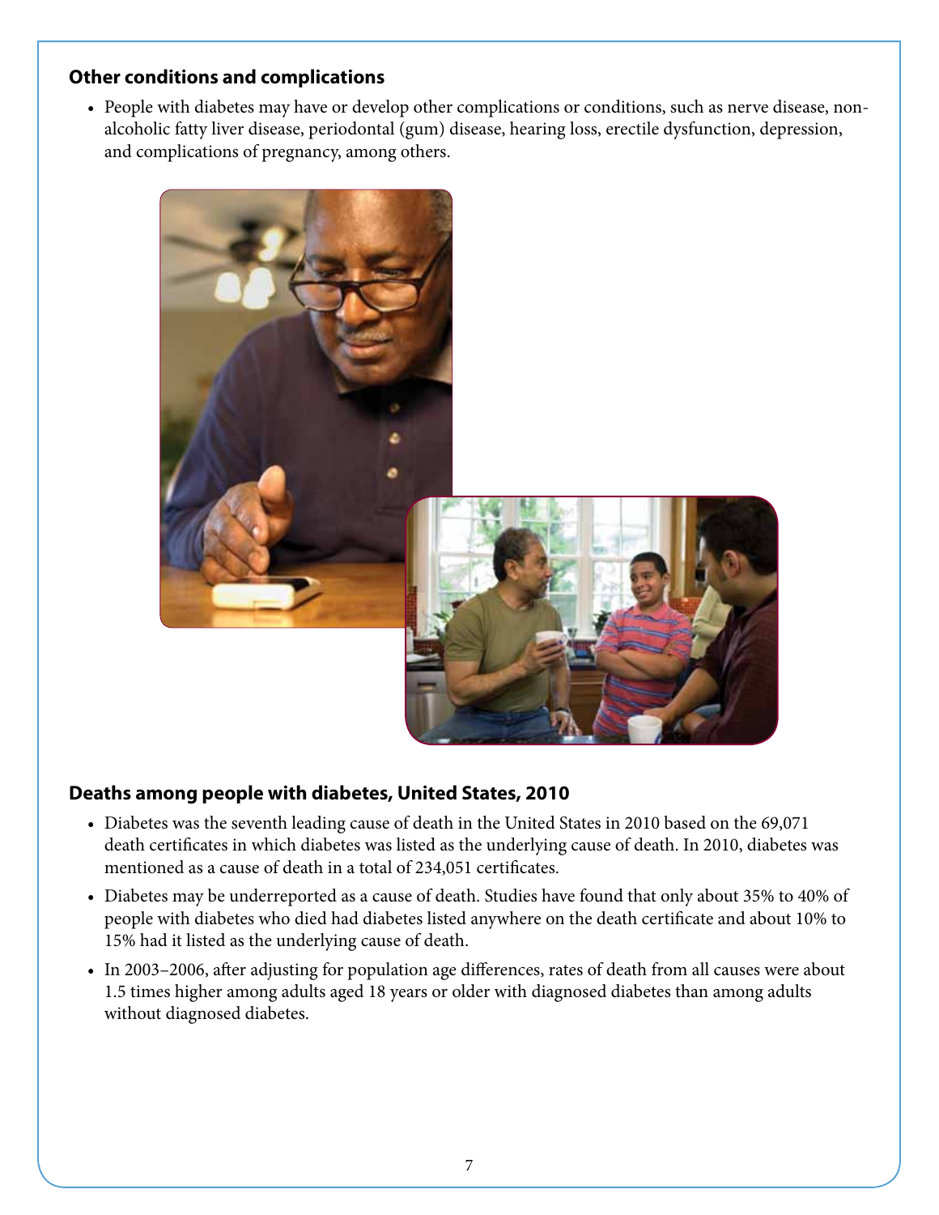## Other conditions and complications

- People with diabetes may have or develop other complications or conditions, such as nerve disease, non-alcoholic fatty liver disease, periodontal (gum) disease, hearing loss, erectile dysfunction, depression, and complications of pregnancy, among others.

## Deaths among people with diabetes, United States, 2010

- Diabetes was the seventh leading cause of death in the United States in 2010 based on the 69,071 death certificates in which diabetes was listed as the underlying cause of death. In 2010, diabetes was mentioned as a cause of death in a total of 234,051 certificates.
- Diabetes may be underreported as a cause of death. Studies have found that only about 35% to 40% of people with diabetes who died had diabetes listed anywhere on the death certificate and about 10% to 15% had it listed as the underlying cause of death.
- In 2003–2006, after adjusting for population age differences, rates of death from all causes were about 1.5 times higher among adults aged 18 years or older with diagnosed diabetes than among adults without diagnosed diabetes.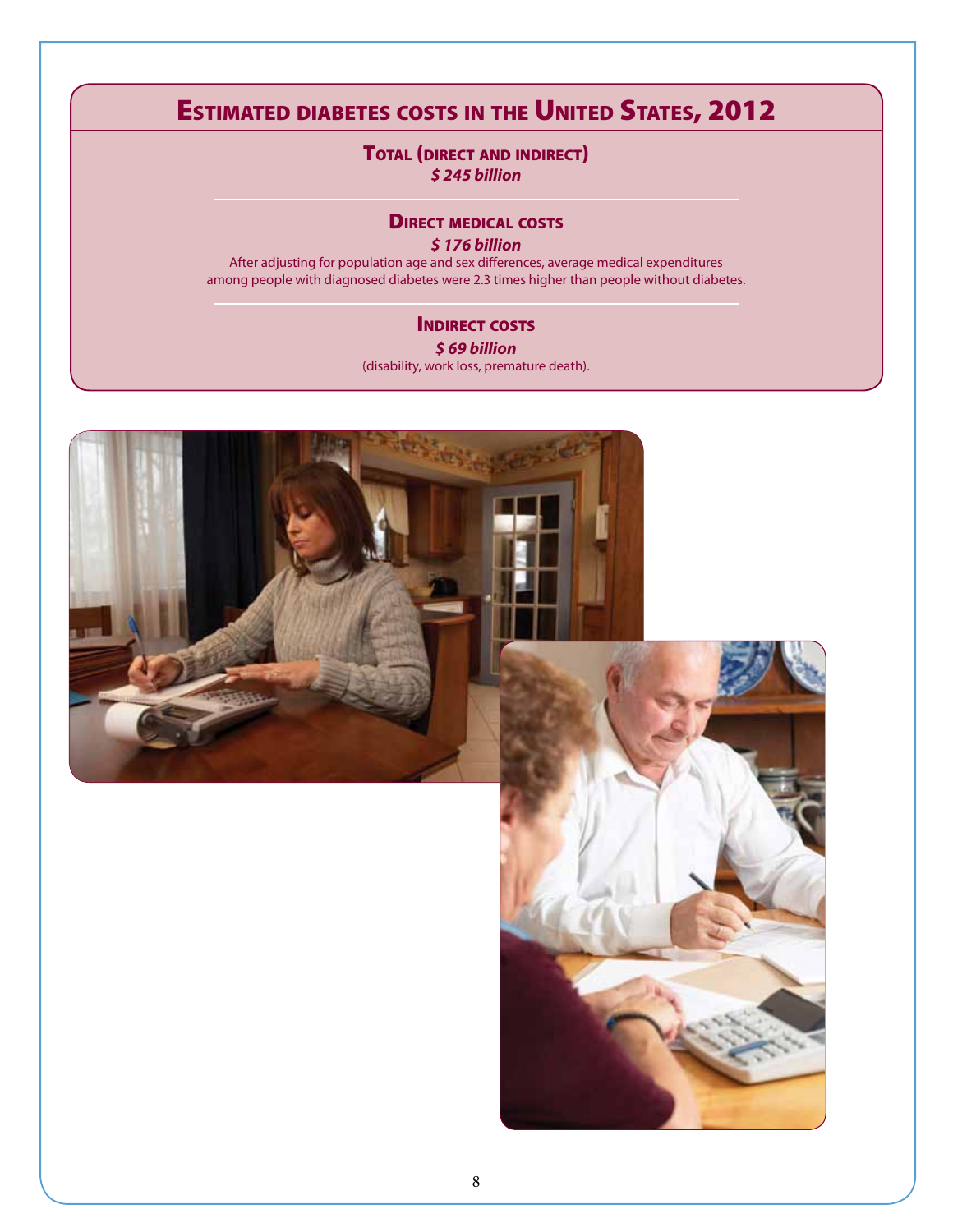# Estimated diabetes costs in the United States, 2012

### Total (direct and indirect)

***$ 245 billion***

### Direct medical costs

***$ 176 billion***

After adjusting for population age and sex differences, average medical expenditures among people with diagnosed diabetes were 2.3 times higher than people without diabetes.

### Indirect costs

***$ 69 billion***

(disability, work loss, premature death).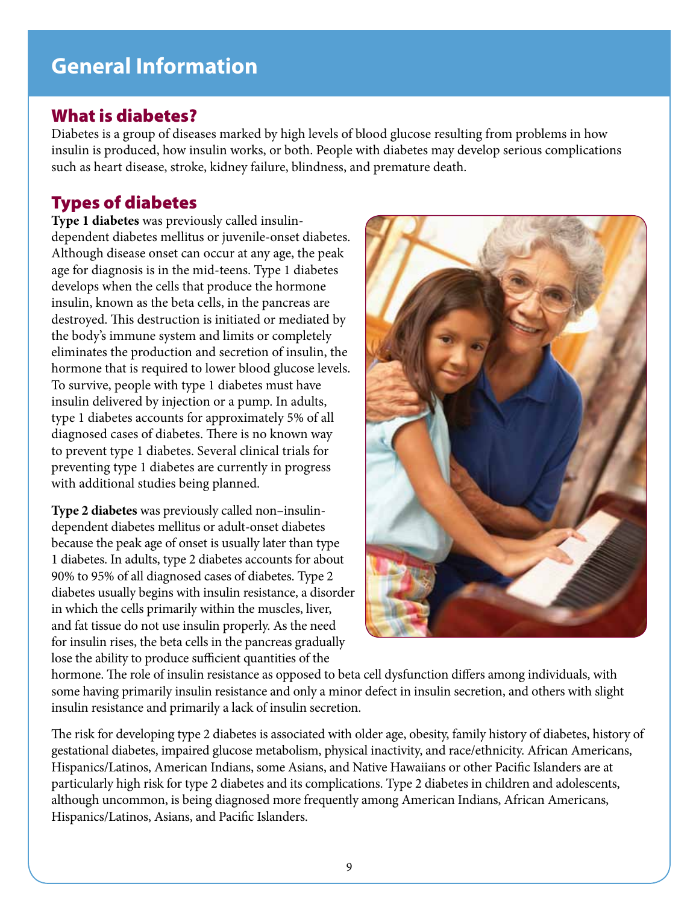# General Information

## What is diabetes?

Diabetes is a group of diseases marked by high levels of blood glucose resulting from problems in how insulin is produced, how insulin works, or both. People with diabetes may develop serious complications such as heart disease, stroke, kidney failure, blindness, and premature death.

## Types of diabetes

**Type 1 diabetes** was previously called insulin-dependent diabetes mellitus or juvenile-onset diabetes. Although disease onset can occur at any age, the peak age for diagnosis is in the mid-teens. Type 1 diabetes develops when the cells that produce the hormone insulin, known as the beta cells, in the pancreas are destroyed. This destruction is initiated or mediated by the body's immune system and limits or completely eliminates the production and secretion of insulin, the hormone that is required to lower blood glucose levels. To survive, people with type 1 diabetes must have insulin delivered by injection or a pump. In adults, type 1 diabetes accounts for approximately 5% of all diagnosed cases of diabetes. There is no known way to prevent type 1 diabetes. Several clinical trials for preventing type 1 diabetes are currently in progress with additional studies being planned.

**Type 2 diabetes** was previously called non–insulin-dependent diabetes mellitus or adult-onset diabetes because the peak age of onset is usually later than type 1 diabetes. In adults, type 2 diabetes accounts for about 90% to 95% of all diagnosed cases of diabetes. Type 2 diabetes usually begins with insulin resistance, a disorder in which the cells primarily within the muscles, liver, and fat tissue do not use insulin properly. As the need for insulin rises, the beta cells in the pancreas gradually lose the ability to produce sufficient quantities of the hormone. The role of insulin resistance as opposed to beta cell dysfunction differs among individuals, with some having primarily insulin resistance and only a minor defect in insulin secretion, and others with slight insulin resistance and primarily a lack of insulin secretion.

The risk for developing type 2 diabetes is associated with older age, obesity, family history of diabetes, history of gestational diabetes, impaired glucose metabolism, physical inactivity, and race/ethnicity. African Americans, Hispanics/Latinos, American Indians, some Asians, and Native Hawaiians or other Pacific Islanders are at particularly high risk for type 2 diabetes and its complications. Type 2 diabetes in children and adolescents, although uncommon, is being diagnosed more frequently among American Indians, African Americans, Hispanics/Latinos, Asians, and Pacific Islanders.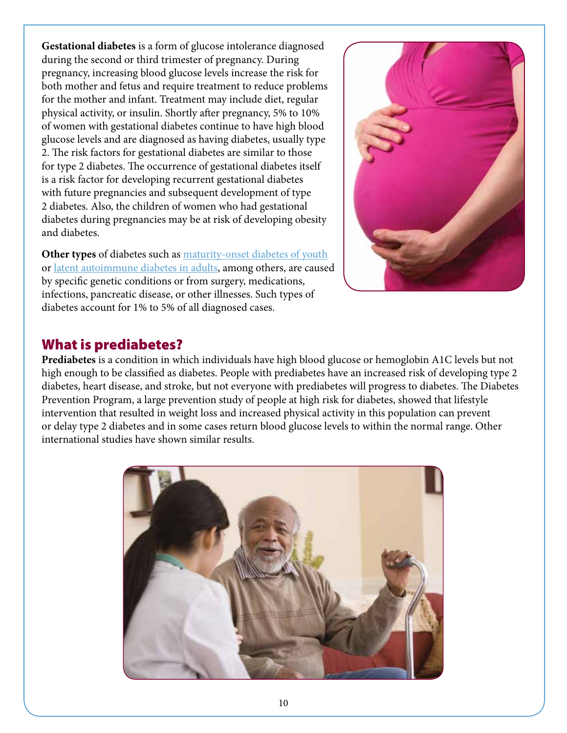**Gestational diabetes** is a form of glucose intolerance diagnosed during the second or third trimester of pregnancy. During pregnancy, increasing blood glucose levels increase the risk for both mother and fetus and require treatment to reduce problems for the mother and infant. Treatment may include diet, regular physical activity, or insulin. Shortly after pregnancy, 5% to 10% of women with gestational diabetes continue to have high blood glucose levels and are diagnosed as having diabetes, usually type 2. The risk factors for gestational diabetes are similar to those for type 2 diabetes. The occurrence of gestational diabetes itself is a risk factor for developing recurrent gestational diabetes with future pregnancies and subsequent development of type 2 diabetes. Also, the children of women who had gestational diabetes during pregnancies may be at risk of developing obesity and diabetes.

**Other types** of diabetes such as maturity-onset diabetes of youth or latent autoimmune diabetes in adults, among others, are caused by specific genetic conditions or from surgery, medications, infections, pancreatic disease, or other illnesses. Such types of diabetes account for 1% to 5% of all diagnosed cases.

## What is prediabetes?

**Prediabetes** is a condition in which individuals have high blood glucose or hemoglobin A1C levels but not high enough to be classified as diabetes. People with prediabetes have an increased risk of developing type 2 diabetes, heart disease, and stroke, but not everyone with prediabetes will progress to diabetes. The Diabetes Prevention Program, a large prevention study of people at high risk for diabetes, showed that lifestyle intervention that resulted in weight loss and increased physical activity in this population can prevent or delay type 2 diabetes and in some cases return blood glucose levels to within the normal range. Other international studies have shown similar results.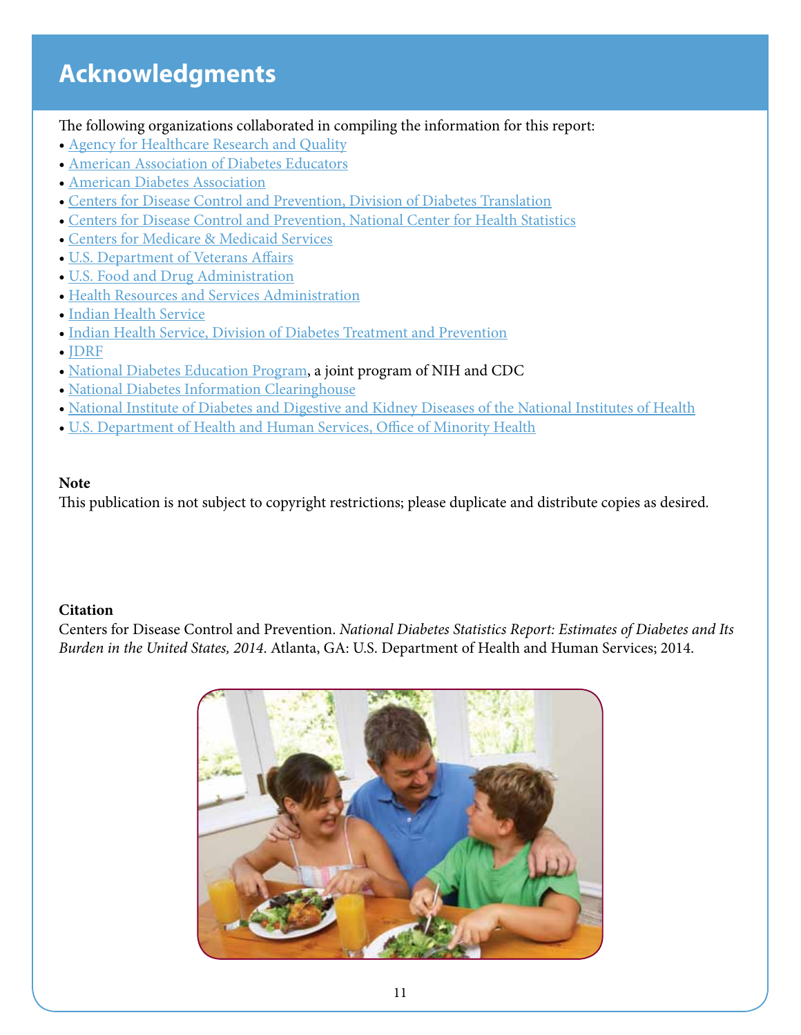# Acknowledgments

The following organizations collaborated in compiling the information for this report:

- Agency for Healthcare Research and Quality
- American Association of Diabetes Educators
- American Diabetes Association
- Centers for Disease Control and Prevention, Division of Diabetes Translation
- Centers for Disease Control and Prevention, National Center for Health Statistics
- Centers for Medicare & Medicaid Services
- U.S. Department of Veterans Affairs
- U.S. Food and Drug Administration
- Health Resources and Services Administration
- Indian Health Service
- Indian Health Service, Division of Diabetes Treatment and Prevention
- JDRF
- National Diabetes Education Program, a joint program of NIH and CDC
- National Diabetes Information Clearinghouse
- National Institute of Diabetes and Digestive and Kidney Diseases of the National Institutes of Health
- U.S. Department of Health and Human Services, Office of Minority Health

**Note**

This publication is not subject to copyright restrictions; please duplicate and distribute copies as desired.

**Citation**

Centers for Disease Control and Prevention. *National Diabetes Statistics Report: Estimates of Diabetes and Its Burden in the United States, 2014*. Atlanta, GA: U.S. Department of Health and Human Services; 2014.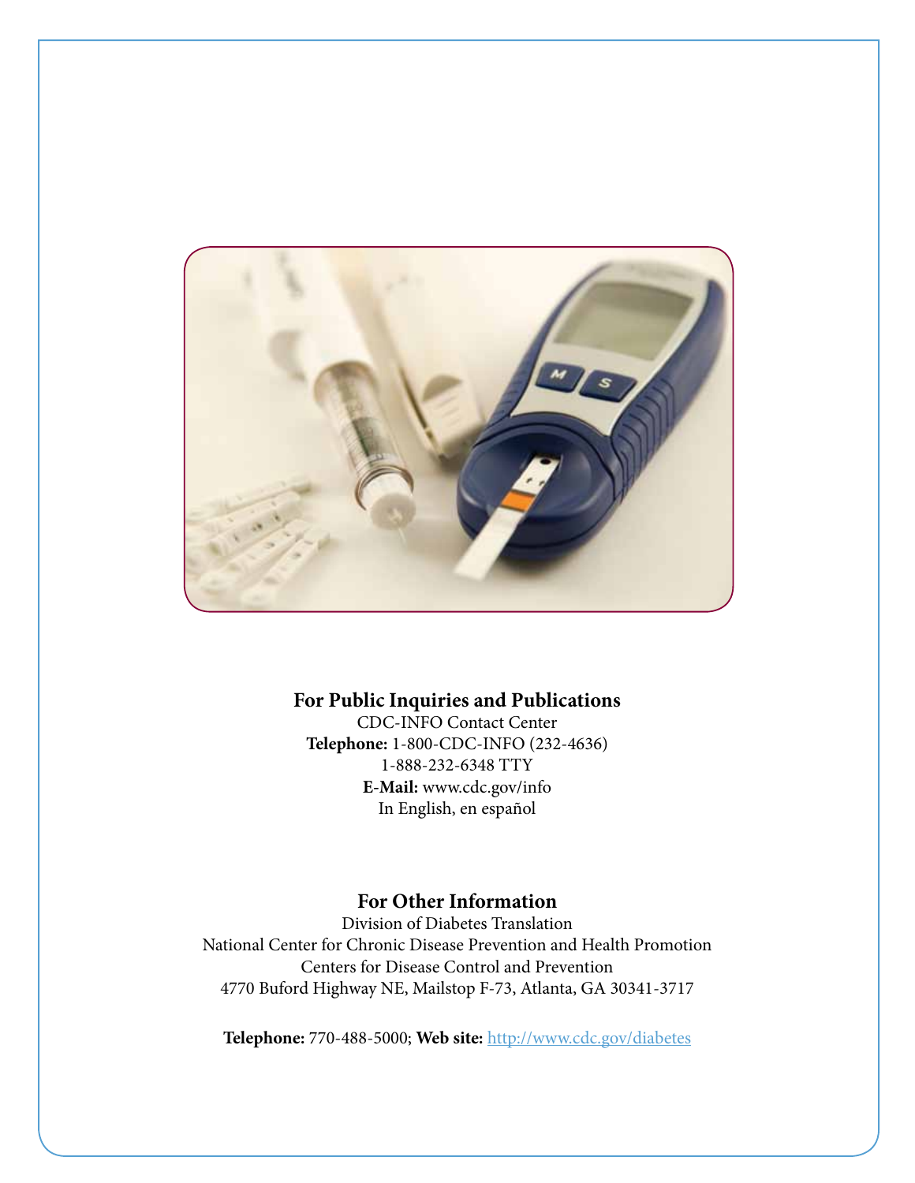**For Public Inquiries and Publications**

CDC-INFO Contact Center

**Telephone:** 1-800-CDC-INFO (232-4636)

1-888-232-6348 TTY

**E-Mail:** www.cdc.gov/info

In English, en español

**For Other Information**

Division of Diabetes Translation

National Center for Chronic Disease Prevention and Health Promotion

Centers for Disease Control and Prevention

4770 Buford Highway NE, Mailstop F-73, Atlanta, GA 30341-3717

**Telephone:** 770-488-5000; **Web site:** http://www.cdc.gov/diabetes